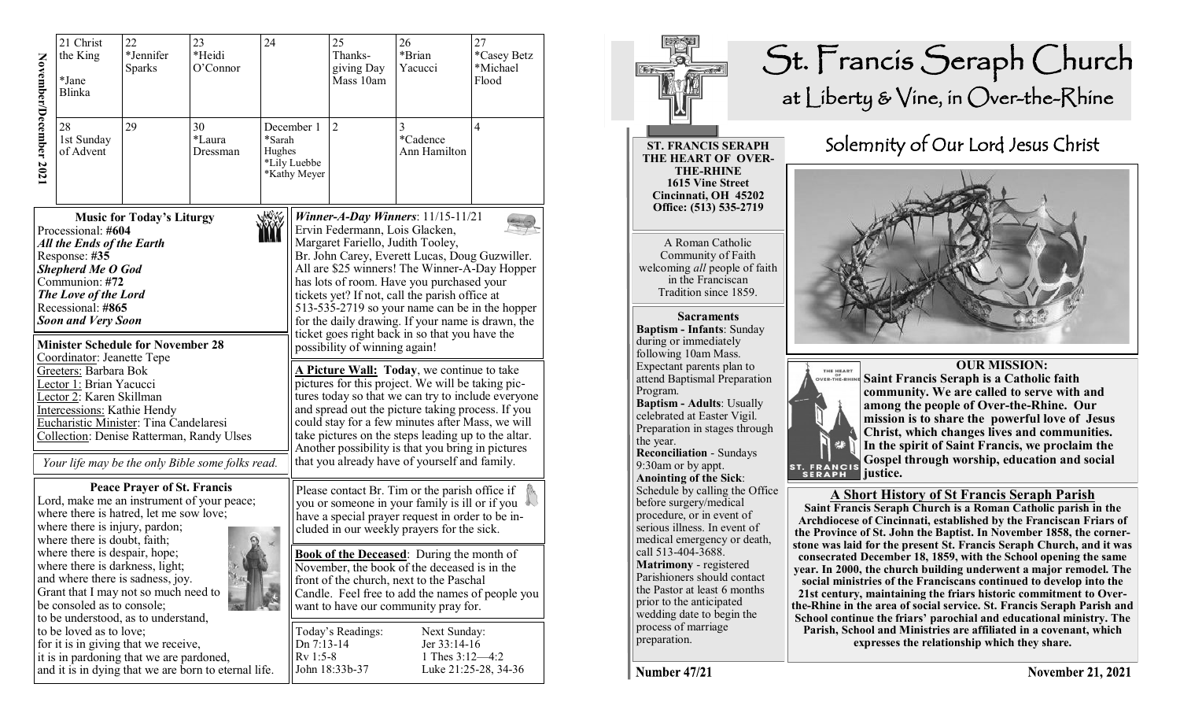## November/December 2021

| 21 Christ the King *Jane Blinka | 22 *Jennifer Sparks | 23 *Heidi O'Connor | 24 | 25 Thanks-giving Day Mass 10am | 26 *Brian Yacucci | 27 *Casey Betz *Michael Flood |
|---|---|---|---|---|---|---|
| 28 1st Sunday of Advent | 29 | 30 *Laura Dressman | December 1 *Sarah Hughes *Lily Luebbe *Kathy Meyer | 2 | 3 *Cadence Ann Hamilton | 4 |

### Music for Today's Liturgy

Processional: **#604**
***All the Ends of the Earth***
Response: **#35**
***Shepherd Me O God***
Communion: **#72**
***The Love of the Lord***
Recessional: **#865**
***Soon and Very Soon***

### Minister Schedule for November 28

Coordinator: Jeanette Tepe
Greeters: Barbara Bok
Lector 1: Brian Yacucci
Lector 2: Karen Skillman
Intercessions: Kathie Hendy
Eucharistic Minister: Tina Candelaresi
Collection: Denise Ratterman, Randy Ulses

*Your life may be the only Bible some folks read.*

### Peace Prayer of St. Francis

Lord, make me an instrument of your peace;
where there is hatred, let me sow love;
where there is injury, pardon;
where there is doubt, faith;
where there is despair, hope;
where there is darkness, light;
and where there is sadness, joy.
Grant that I may not so much need to be consoled as to console;
to be understood, as to understand,
to be loved as to love;
for it is in giving that we receive,
it is in pardoning that we are pardoned,
and it is in dying that we are born to eternal life.

***Winner-A-Day Winners***: 11/15-11/21
Ervin Federmann, Lois Glacken, Margaret Fariello, Judith Tooley, Br. John Carey, Everett Lucas, Doug Guzwiller. All are $25 winners! The Winner-A-Day Hopper has lots of room. Have you purchased your tickets yet? If not, call the parish office at 513-535-2719 so your name can be in the hopper for the daily drawing. If your name is drawn, the ticket goes right back in so that you have the possibility of winning again!

**A Picture Wall: Today**, we continue to take pictures for this project. We will be taking pictures today so that we can try to include everyone and spread out the picture taking process. If you could stay for a few minutes after Mass, we will take pictures on the steps leading up to the altar. Another possibility is that you bring in pictures that you already have of yourself and family.

Please contact Br. Tim or the parish office if you or someone in your family is ill or if you have a special prayer request in order to be included in our weekly prayers for the sick.

**Book of the Deceased**: During the month of November, the book of the deceased is in the front of the church, next to the Paschal Candle. Feel free to add the names of people you want to have our community pray for.

| Today's Readings: | Next Sunday: |
|---|---|
| Dn 7:13-14 | Jer 33:14-16 |
| Rv 1:5-8 | 1 Thes 3:12—4:2 |
| John 18:33b-37 | Luke 21:25-28, 34-36 |

# St. Francis Seraph Church
## at Liberty & Vine, in Over-the-Rhine

## Solemnity of Our Lord Jesus Christ

**ST. FRANCIS SERAPH THE HEART OF OVER-THE-RHINE**
**1615 Vine Street**
**Cincinnati, OH 45202**
**Office: (513) 535-2719**

A Roman Catholic Community of Faith welcoming *all* people of faith in the Franciscan Tradition since 1859.

### Sacraments

**Baptism - Infants**: Sunday during or immediately following 10am Mass. Expectant parents plan to attend Baptismal Preparation Program.
**Baptism - Adults**: Usually celebrated at Easter Vigil. Preparation in stages through the year.
**Reconciliation** - Sundays 9:30am or by appt.
**Anointing of the Sick**: Schedule by calling the Office before surgery/medical procedure, or in event of serious illness. In event of medical emergency or death, call 513-404-3688.
**Matrimony** - registered Parishioners should contact the Pastor at least 6 months prior to the anticipated wedding date to begin the process of marriage preparation.

### OUR MISSION:

**Saint Francis Seraph is a Catholic faith community. We are called to serve with and among the people of Over-the-Rhine. Our mission is to share the powerful love of Jesus Christ, which changes lives and communities. In the spirit of Saint Francis, we proclaim the Gospel through worship, education and social justice.**

### A Short History of St Francis Seraph Parish

**Saint Francis Seraph Church is a Roman Catholic parish in the Archdiocese of Cincinnati, established by the Franciscan Friars of the Province of St. John the Baptist. In November 1858, the cornerstone was laid for the present St. Francis Seraph Church, and it was consecrated December 18, 1859, with the School opening the same year. In 2000, the church building underwent a major remodel. The social ministries of the Franciscans continued to develop into the 21st century, maintaining the friars historic commitment to Over-the-Rhine in the area of social service. St. Francis Seraph Parish and School continue the friars' parochial and educational ministry. The Parish, School and Ministries are affiliated in a covenant, which expresses the relationship which they share.**

**Number 47/21** **November 21, 2021**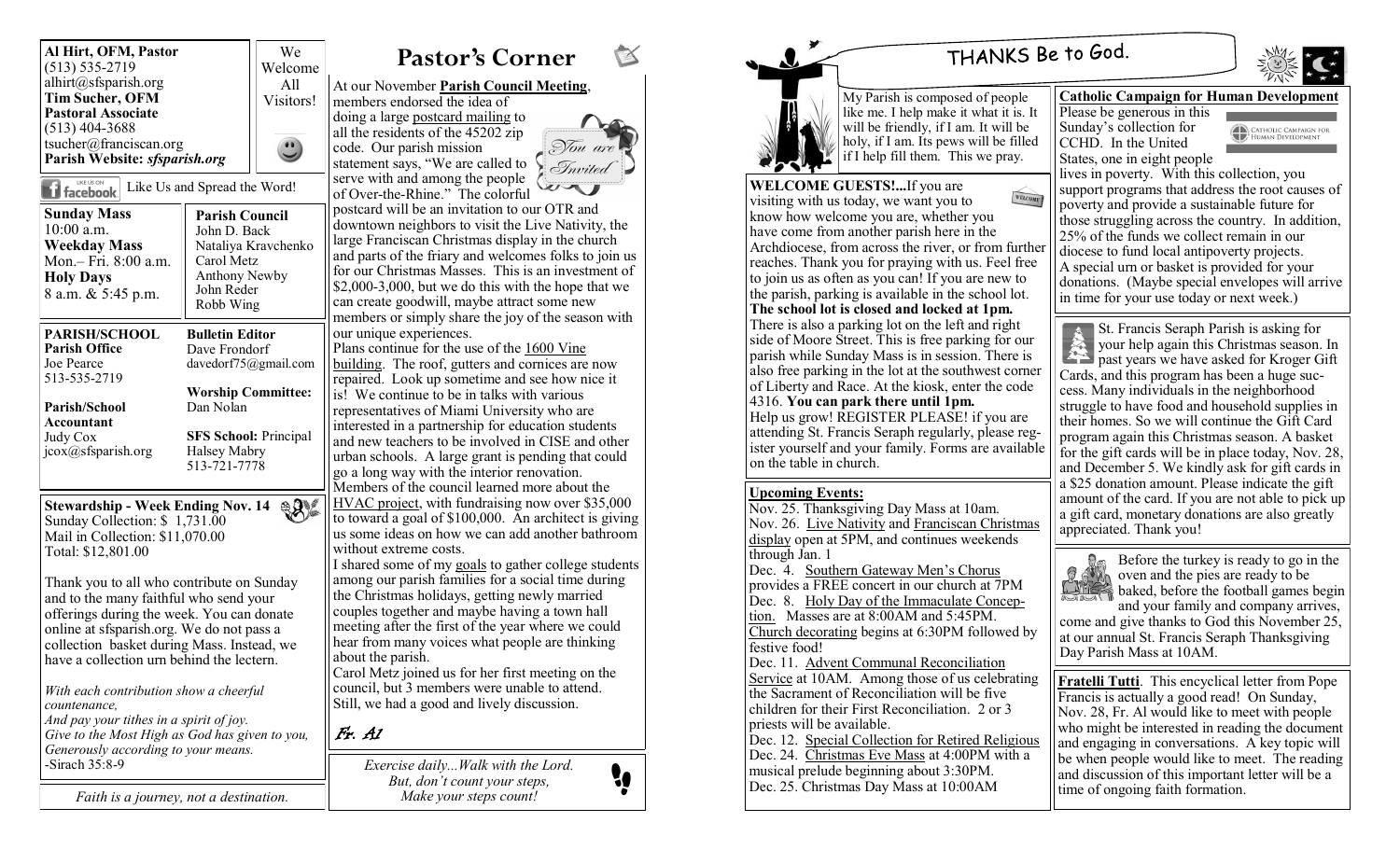**Al Hirt, OFM, Pastor**
(513) 535-2719
alhirt@sfsparish.org
**Tim Sucher, OFM**
**Pastoral Associate**
(513) 404-3688
tsucher@franciscan.org
**Parish Website:** ***sfsparish.org***

We Welcome All Visitors!

Like Us and Spread the Word!

**Sunday Mass**
10:00 a.m.
**Weekday Mass**
Mon.– Fri. 8:00 a.m.
**Holy Days**
8 a.m. & 5:45 p.m.

**Parish Council**
John D. Back
Nataliya Kravchenko
Carol Metz
Anthony Newby
John Reder
Robb Wing

**PARISH/SCHOOL**
**Parish Office**
Joe Pearce
513-535-2719

**Parish/School Accountant**
Judy Cox
jcox@sfsparish.org

**Bulletin Editor**
Dave Frondorf
davedorf75@gmail.com

**Worship Committee:**
Dan Nolan

**SFS School:** Principal
Halsey Mabry
513-721-7778

**Stewardship - Week Ending Nov. 14**
Sunday Collection: $ 1,731.00
Mail in Collection: $11,070.00
Total: $12,801.00

Thank you to all who contribute on Sunday and to the many faithful who send your offerings during the week. You can donate online at sfsparish.org. We do not pass a collection basket during Mass. Instead, we have a collection urn behind the lectern.

*With each contribution show a cheerful countenance,*
*And pay your tithes in a spirit of joy.*
*Give to the Most High as God has given to you,*
*Generously according to your means.*
-Sirach 35:8-9

*Faith is a journey, not a destination.*

# Pastor's Corner

At our November **Parish Council Meeting**, members endorsed the idea of doing a large postcard mailing to all the residents of the 45202 zip code. Our parish mission statement says, "We are called to serve with and among the people of Over-the-Rhine." The colorful postcard will be an invitation to our OTR and downtown neighbors to visit the Live Nativity, the large Franciscan Christmas display in the church and parts of the friary and welcomes folks to join us for our Christmas Masses. This is an investment of $2,000-3,000, but we do this with the hope that we can create goodwill, maybe attract some new members or simply share the joy of the season with our unique experiences.

Plans continue for the use of the 1600 Vine building. The roof, gutters and cornices are now repaired. Look up sometime and see how nice it is! We continue to be in talks with various representatives of Miami University who are interested in a partnership for education students and new teachers to be involved in CISE and other urban schools. A large grant is pending that could go a long way with the interior renovation.

Members of the council learned more about the HVAC project, with fundraising now over $35,000 to toward a goal of $100,000. An architect is giving us some ideas on how we can add another bathroom without extreme costs.

I shared some of my goals to gather college students among our parish families for a social time during the Christmas holidays, getting newly married couples together and maybe having a town hall meeting after the first of the year where we could hear from many voices what people are thinking about the parish.

Carol Metz joined us for her first meeting on the council, but 3 members were unable to attend. Still, we had a good and lively discussion.

*Fr. Al*

*Exercise daily...Walk with the Lord.*
*But, don't count your steps,*
*Make your steps count!*

# THANKS Be to God.

My Parish is composed of people like me. I help make it what it is. It will be friendly, if I am. It will be holy, if I am. Its pews will be filled if I help fill them. This we pray.

**WELCOME GUESTS!...**If you are visiting with us today, we want you to know how welcome you are, whether you have come from another parish here in the Archdiocese, from across the river, or from further reaches. Thank you for praying with us. Feel free to join us as often as you can! If you are new to the parish, parking is available in the school lot. **The school lot is closed and locked at 1pm.** There is also a parking lot on the left and right side of Moore Street. This is free parking for our parish while Sunday Mass is in session. There is also free parking in the lot at the southwest corner of Liberty and Race. At the kiosk, enter the code 4316. **You can park there until 1pm.**
Help us grow! REGISTER PLEASE! if you are attending St. Francis Seraph regularly, please register yourself and your family. Forms are available on the table in church.

**Upcoming Events:**
Nov. 25. Thanksgiving Day Mass at 10am.
Nov. 26. Live Nativity and Franciscan Christmas display open at 5PM, and continues weekends through Jan. 1
Dec. 4. Southern Gateway Men's Chorus provides a FREE concert in our church at 7PM
Dec. 8. Holy Day of the Immaculate Conception. Masses are at 8:00AM and 5:45PM. Church decorating begins at 6:30PM followed by festive food!
Dec. 11. Advent Communal Reconciliation Service at 10AM. Among those of us celebrating the Sacrament of Reconciliation will be five children for their First Reconciliation. 2 or 3 priests will be available.
Dec. 12. Special Collection for Retired Religious
Dec. 24. Christmas Eve Mass at 4:00PM with a musical prelude beginning about 3:30PM.
Dec. 25. Christmas Day Mass at 10:00AM

**Catholic Campaign for Human Development**
Please be generous in this Sunday's collection for CCHD. In the United States, one in eight people lives in poverty. With this collection, you support programs that address the root causes of poverty and provide a sustainable future for those struggling across the country. In addition, 25% of the funds we collect remain in our diocese to fund local antipoverty projects. A special urn or basket is provided for your donations. (Maybe special envelopes will arrive in time for your use today or next week.)

St. Francis Seraph Parish is asking for your help again this Christmas season. In past years we have asked for Kroger Gift Cards, and this program has been a huge success. Many individuals in the neighborhood struggle to have food and household supplies in their homes. So we will continue the Gift Card program again this Christmas season. A basket for the gift cards will be in place today, Nov. 28, and December 5. We kindly ask for gift cards in a $25 donation amount. Please indicate the gift amount of the card. If you are not able to pick up a gift card, monetary donations are also greatly appreciated. Thank you!

Before the turkey is ready to go in the oven and the pies are ready to be baked, before the football games begin and your family and company arrives, come and give thanks to God this November 25, at our annual St. Francis Seraph Thanksgiving Day Parish Mass at 10AM.

**Fratelli Tutti**. This encyclical letter from Pope Francis is actually a good read! On Sunday, Nov. 28, Fr. Al would like to meet with people who might be interested in reading the document and engaging in conversations. A key topic will be when people would like to meet. The reading and discussion of this important letter will be a time of ongoing faith formation.